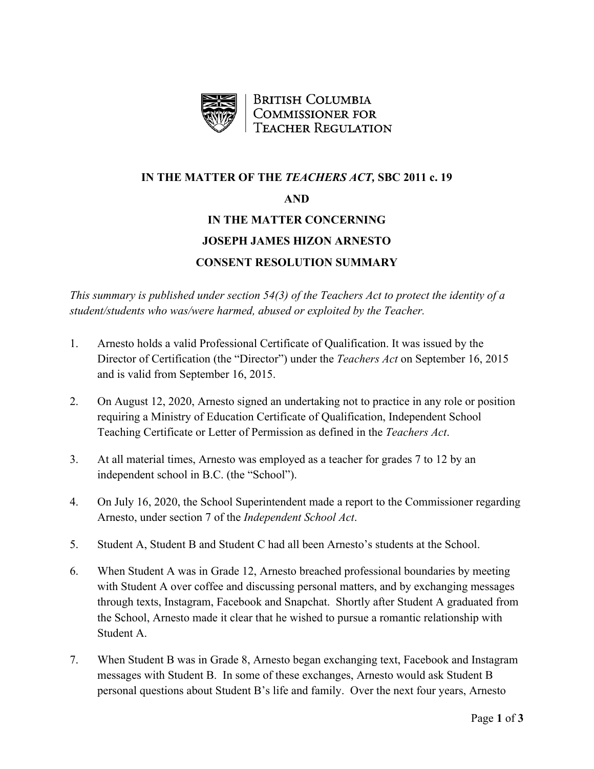British Columbia Commissioner for Teacher Regulation

**IN THE MATTER OF THE *TEACHERS ACT,* SBC 2011 c. 19**

**AND**

**IN THE MATTER CONCERNING**

**JOSEPH JAMES HIZON ARNESTO**

**CONSENT RESOLUTION SUMMARY**

*This summary is published under section 54(3) of the Teachers Act to protect the identity of a student/students who was/were harmed, abused or exploited by the Teacher.*

1. Arnesto holds a valid Professional Certificate of Qualification. It was issued by the Director of Certification (the "Director") under the *Teachers Act* on September 16, 2015 and is valid from September 16, 2015.

2. On August 12, 2020, Arnesto signed an undertaking not to practice in any role or position requiring a Ministry of Education Certificate of Qualification, Independent School Teaching Certificate or Letter of Permission as defined in the *Teachers Act*.

3. At all material times, Arnesto was employed as a teacher for grades 7 to 12 by an independent school in B.C. (the "School").

4. On July 16, 2020, the School Superintendent made a report to the Commissioner regarding Arnesto, under section 7 of the *Independent School Act*.

5. Student A, Student B and Student C had all been Arnesto's students at the School.

6. When Student A was in Grade 12, Arnesto breached professional boundaries by meeting with Student A over coffee and discussing personal matters, and by exchanging messages through texts, Instagram, Facebook and Snapchat. Shortly after Student A graduated from the School, Arnesto made it clear that he wished to pursue a romantic relationship with Student A.

7. When Student B was in Grade 8, Arnesto began exchanging text, Facebook and Instagram messages with Student B. In some of these exchanges, Arnesto would ask Student B personal questions about Student B's life and family. Over the next four years, Arnesto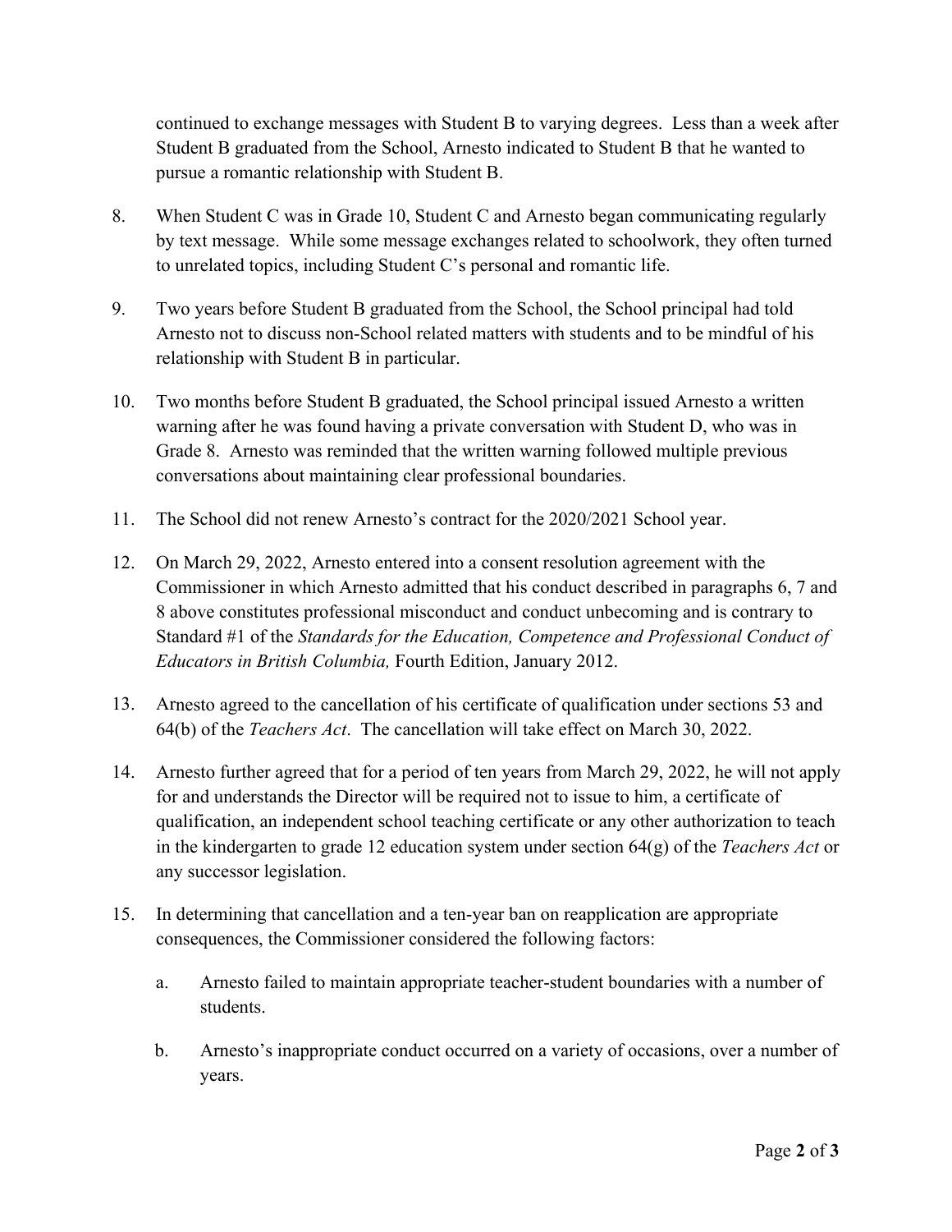continued to exchange messages with Student B to varying degrees. Less than a week after Student B graduated from the School, Arnesto indicated to Student B that he wanted to pursue a romantic relationship with Student B.

8. When Student C was in Grade 10, Student C and Arnesto began communicating regularly by text message. While some message exchanges related to schoolwork, they often turned to unrelated topics, including Student C's personal and romantic life.

9. Two years before Student B graduated from the School, the School principal had told Arnesto not to discuss non-School related matters with students and to be mindful of his relationship with Student B in particular.

10. Two months before Student B graduated, the School principal issued Arnesto a written warning after he was found having a private conversation with Student D, who was in Grade 8. Arnesto was reminded that the written warning followed multiple previous conversations about maintaining clear professional boundaries.

11. The School did not renew Arnesto's contract for the 2020/2021 School year.

12. On March 29, 2022, Arnesto entered into a consent resolution agreement with the Commissioner in which Arnesto admitted that his conduct described in paragraphs 6, 7 and 8 above constitutes professional misconduct and conduct unbecoming and is contrary to Standard #1 of the *Standards for the Education, Competence and Professional Conduct of Educators in British Columbia,* Fourth Edition, January 2012.

13. Arnesto agreed to the cancellation of his certificate of qualification under sections 53 and 64(b) of the *Teachers Act*. The cancellation will take effect on March 30, 2022.

14. Arnesto further agreed that for a period of ten years from March 29, 2022, he will not apply for and understands the Director will be required not to issue to him, a certificate of qualification, an independent school teaching certificate or any other authorization to teach in the kindergarten to grade 12 education system under section 64(g) of the *Teachers Act* or any successor legislation.

15. In determining that cancellation and a ten-year ban on reapplication are appropriate consequences, the Commissioner considered the following factors:

    a. Arnesto failed to maintain appropriate teacher-student boundaries with a number of students.

    b. Arnesto's inappropriate conduct occurred on a variety of occasions, over a number of years.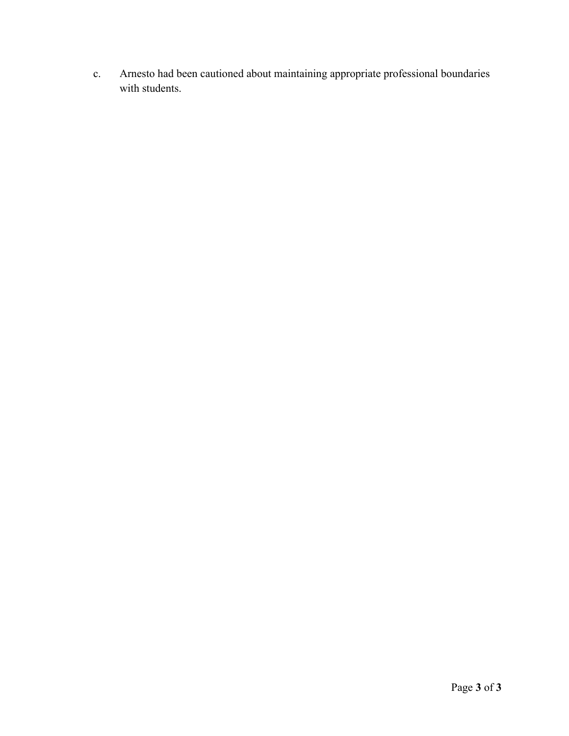c. Arnesto had been cautioned about maintaining appropriate professional boundaries with students.